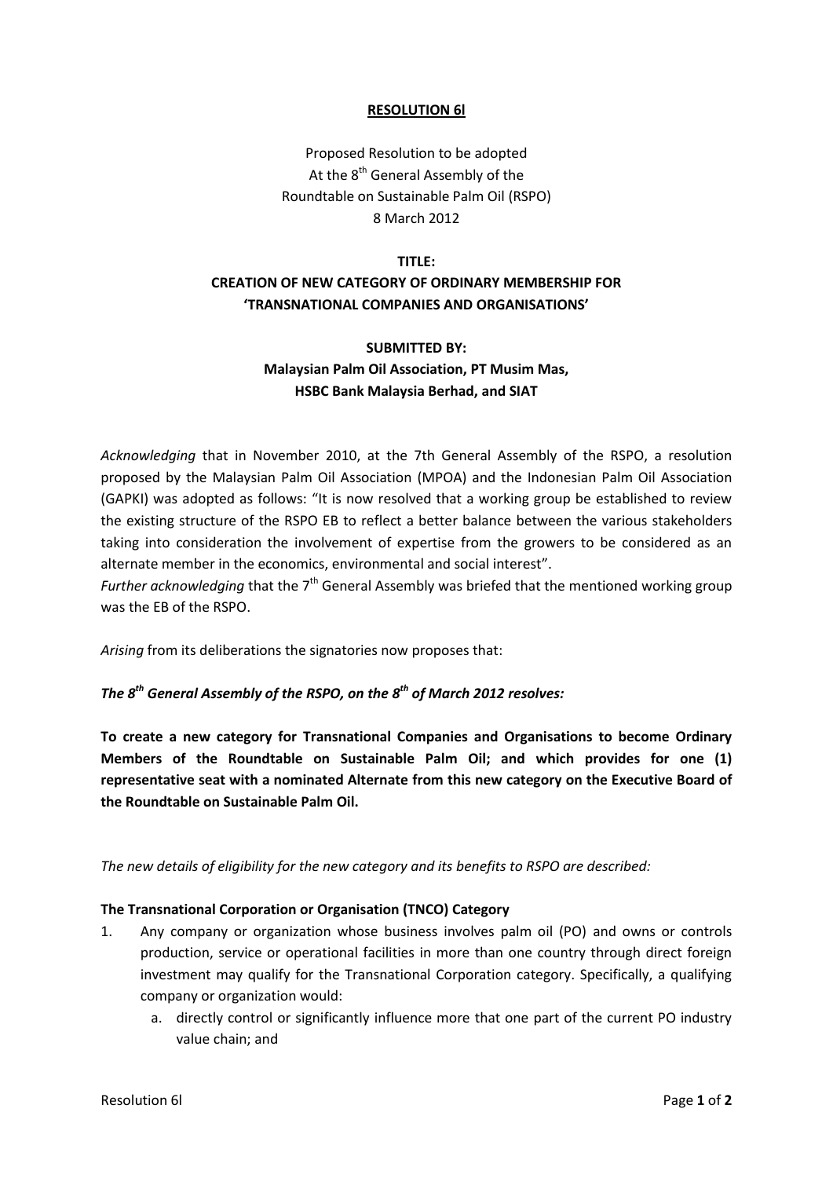# RESOLUTION 6l

Proposed Resolution to be adopted
At the 8th General Assembly of the
Roundtable on Sustainable Palm Oil (RSPO)
8 March 2012

**TITLE:**
**CREATION OF NEW CATEGORY OF ORDINARY MEMBERSHIP FOR 'TRANSNATIONAL COMPANIES AND ORGANISATIONS'**

**SUBMITTED BY:**
**Malaysian Palm Oil Association, PT Musim Mas, HSBC Bank Malaysia Berhad, and SIAT**

*Acknowledging* that in November 2010, at the 7th General Assembly of the RSPO, a resolution proposed by the Malaysian Palm Oil Association (MPOA) and the Indonesian Palm Oil Association (GAPKI) was adopted as follows: "It is now resolved that a working group be established to review the existing structure of the RSPO EB to reflect a better balance between the various stakeholders taking into consideration the involvement of expertise from the growers to be considered as an alternate member in the economics, environmental and social interest".
*Further acknowledging* that the 7th General Assembly was briefed that the mentioned working group was the EB of the RSPO.

*Arising* from its deliberations the signatories now proposes that:

***The 8th General Assembly of the RSPO, on the 8th of March 2012 resolves:***

**To create a new category for Transnational Companies and Organisations to become Ordinary Members of the Roundtable on Sustainable Palm Oil; and which provides for one (1) representative seat with a nominated Alternate from this new category on the Executive Board of the Roundtable on Sustainable Palm Oil.**

*The new details of eligibility for the new category and its benefits to RSPO are described:*

**The Transnational Corporation or Organisation (TNCO) Category**

1. Any company or organization whose business involves palm oil (PO) and owns or controls production, service or operational facilities in more than one country through direct foreign investment may qualify for the Transnational Corporation category. Specifically, a qualifying company or organization would:
   a. directly control or significantly influence more that one part of the current PO industry value chain; and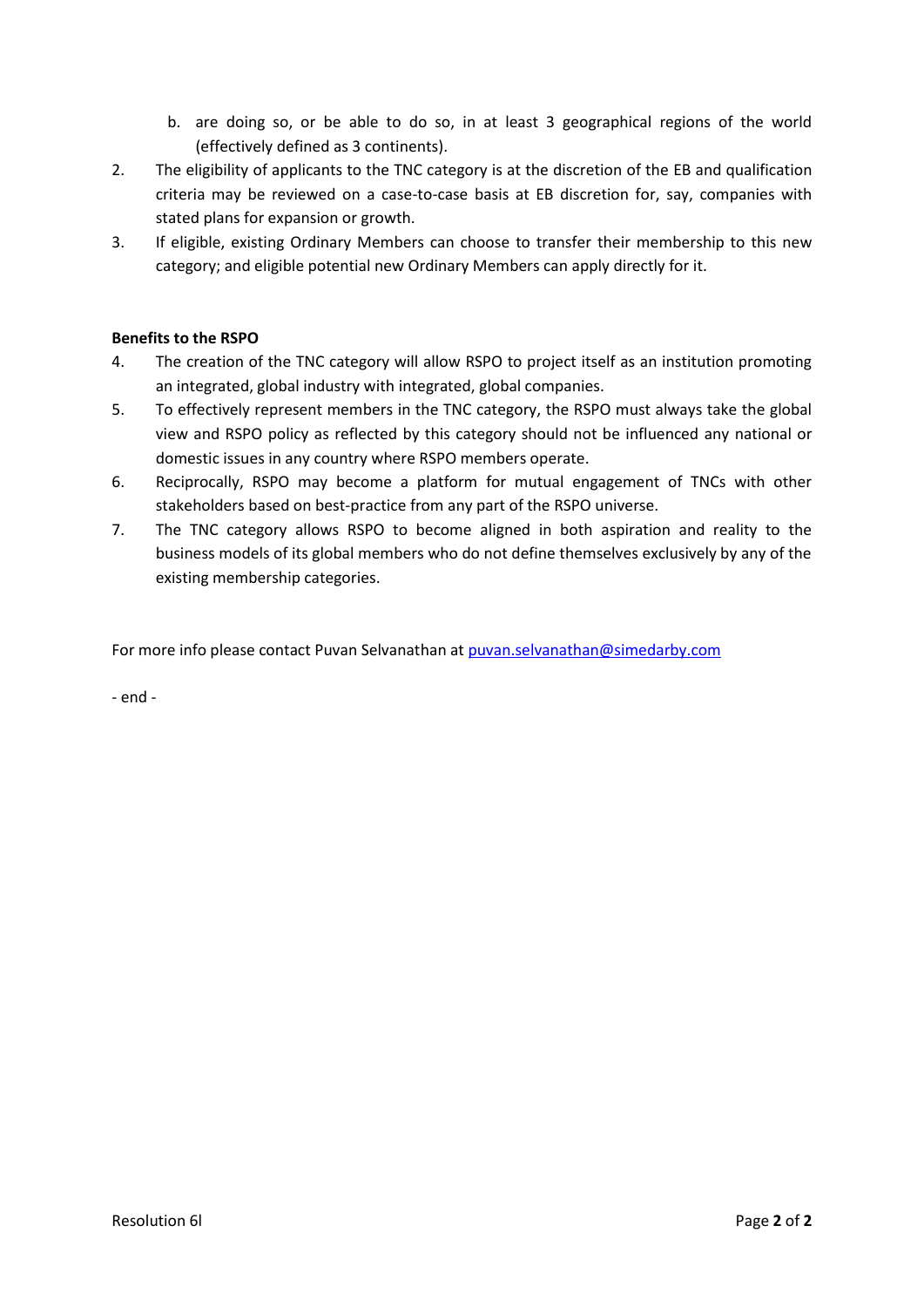b. are doing so, or be able to do so, in at least 3 geographical regions of the world (effectively defined as 3 continents).

2. The eligibility of applicants to the TNC category is at the discretion of the EB and qualification criteria may be reviewed on a case-to-case basis at EB discretion for, say, companies with stated plans for expansion or growth.
3. If eligible, existing Ordinary Members can choose to transfer their membership to this new category; and eligible potential new Ordinary Members can apply directly for it.

**Benefits to the RSPO**

4. The creation of the TNC category will allow RSPO to project itself as an institution promoting an integrated, global industry with integrated, global companies.
5. To effectively represent members in the TNC category, the RSPO must always take the global view and RSPO policy as reflected by this category should not be influenced any national or domestic issues in any country where RSPO members operate.
6. Reciprocally, RSPO may become a platform for mutual engagement of TNCs with other stakeholders based on best-practice from any part of the RSPO universe.
7. The TNC category allows RSPO to become aligned in both aspiration and reality to the business models of its global members who do not define themselves exclusively by any of the existing membership categories.

For more info please contact Puvan Selvanathan at puvan.selvanathan@simedarby.com

- end -